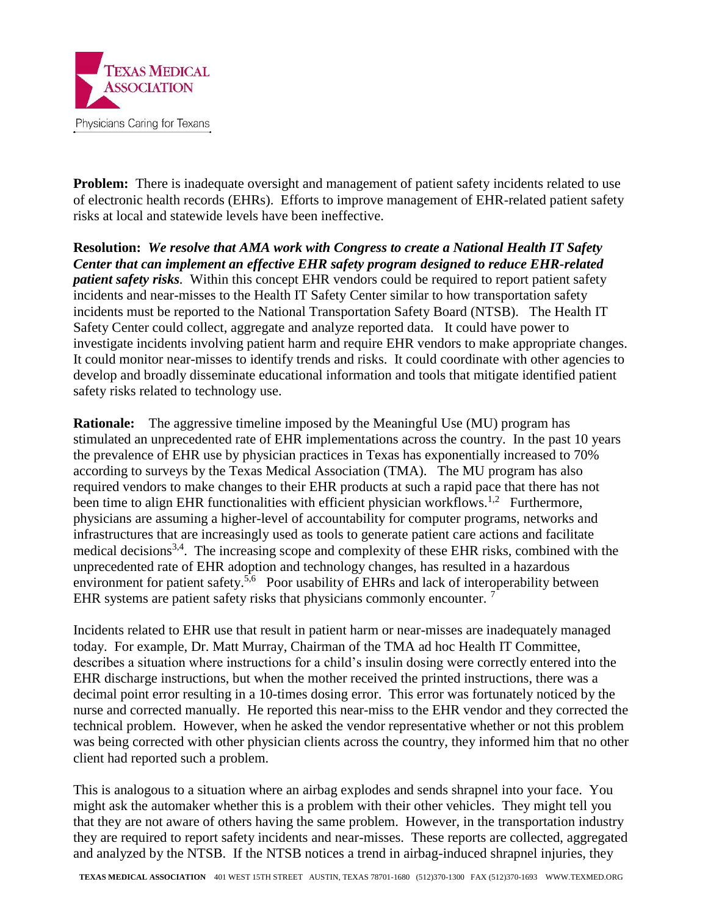**Problem:** There is inadequate oversight and management of patient safety incidents related to use of electronic health records (EHRs). Efforts to improve management of EHR-related patient safety risks at local and statewide levels have been ineffective.

**Resolution:** ***We resolve that AMA work with Congress to create a National Health IT Safety Center that can implement an effective EHR safety program designed to reduce EHR-related patient safety risks***. Within this concept EHR vendors could be required to report patient safety incidents and near-misses to the Health IT Safety Center similar to how transportation safety incidents must be reported to the National Transportation Safety Board (NTSB). The Health IT Safety Center could collect, aggregate and analyze reported data. It could have power to investigate incidents involving patient harm and require EHR vendors to make appropriate changes. It could monitor near-misses to identify trends and risks. It could coordinate with other agencies to develop and broadly disseminate educational information and tools that mitigate identified patient safety risks related to technology use.

**Rationale:** The aggressive timeline imposed by the Meaningful Use (MU) program has stimulated an unprecedented rate of EHR implementations across the country. In the past 10 years the prevalence of EHR use by physician practices in Texas has exponentially increased to 70% according to surveys by the Texas Medical Association (TMA). The MU program has also required vendors to make changes to their EHR products at such a rapid pace that there has not been time to align EHR functionalities with efficient physician workflows.[1,2] Furthermore, physicians are assuming a higher-level of accountability for computer programs, networks and infrastructures that are increasingly used as tools to generate patient care actions and facilitate medical decisions[3,4]. The increasing scope and complexity of these EHR risks, combined with the unprecedented rate of EHR adoption and technology changes, has resulted in a hazardous environment for patient safety.[5,6] Poor usability of EHRs and lack of interoperability between EHR systems are patient safety risks that physicians commonly encounter. [7]

Incidents related to EHR use that result in patient harm or near-misses are inadequately managed today. For example, Dr. Matt Murray, Chairman of the TMA ad hoc Health IT Committee, describes a situation where instructions for a child's insulin dosing were correctly entered into the EHR discharge instructions, but when the mother received the printed instructions, there was a decimal point error resulting in a 10-times dosing error. This error was fortunately noticed by the nurse and corrected manually. He reported this near-miss to the EHR vendor and they corrected the technical problem. However, when he asked the vendor representative whether or not this problem was being corrected with other physician clients across the country, they informed him that no other client had reported such a problem.

This is analogous to a situation where an airbag explodes and sends shrapnel into your face. You might ask the automaker whether this is a problem with their other vehicles. They might tell you that they are not aware of others having the same problem. However, in the transportation industry they are required to report safety incidents and near-misses. These reports are collected, aggregated and analyzed by the NTSB. If the NTSB notices a trend in airbag-induced shrapnel injuries, they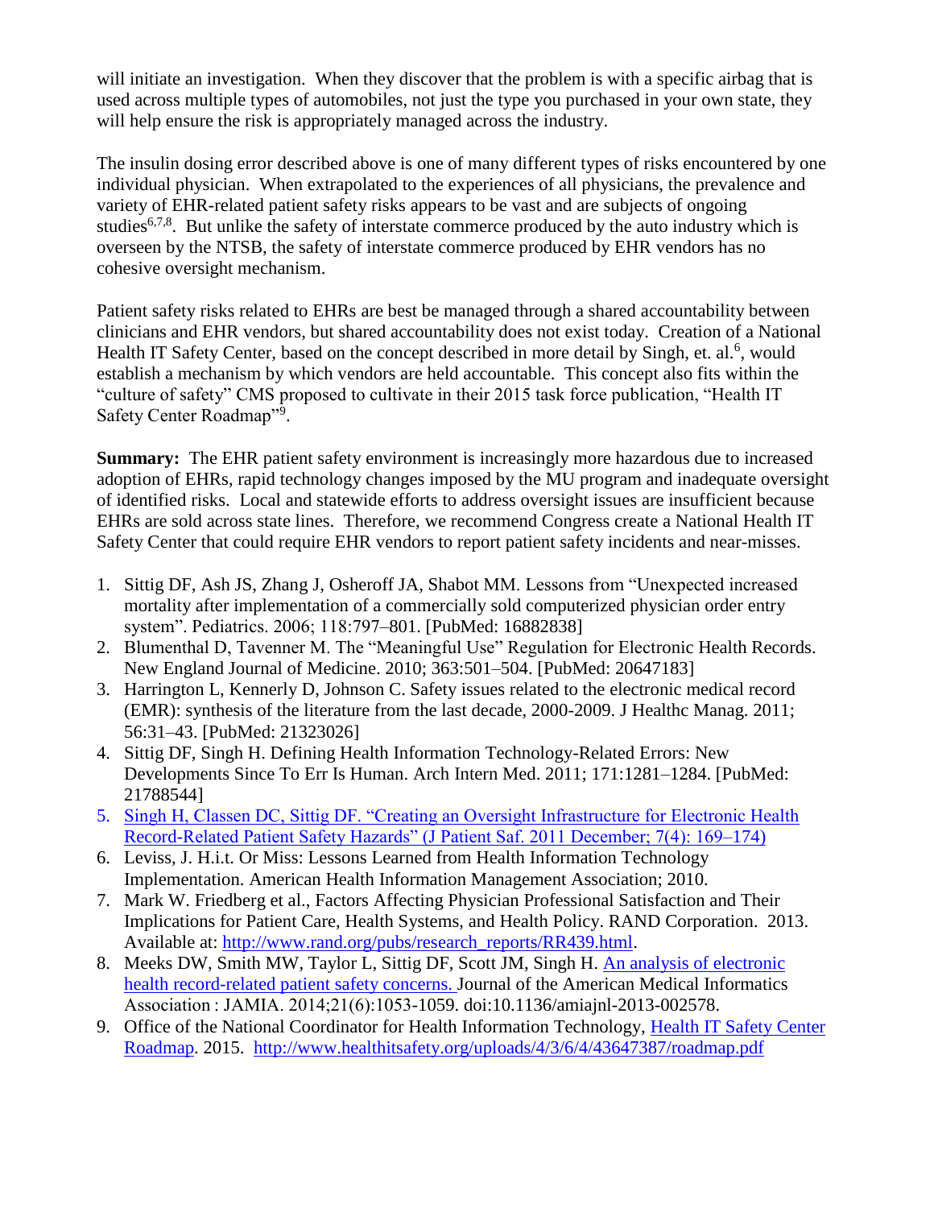will initiate an investigation. When they discover that the problem is with a specific airbag that is used across multiple types of automobiles, not just the type you purchased in your own state, they will help ensure the risk is appropriately managed across the industry.

The insulin dosing error described above is one of many different types of risks encountered by one individual physician. When extrapolated to the experiences of all physicians, the prevalence and variety of EHR-related patient safety risks appears to be vast and are subjects of ongoing studies[6,7,8]. But unlike the safety of interstate commerce produced by the auto industry which is overseen by the NTSB, the safety of interstate commerce produced by EHR vendors has no cohesive oversight mechanism.

Patient safety risks related to EHRs are best be managed through a shared accountability between clinicians and EHR vendors, but shared accountability does not exist today. Creation of a National Health IT Safety Center, based on the concept described in more detail by Singh, et. al.[6], would establish a mechanism by which vendors are held accountable. This concept also fits within the "culture of safety" CMS proposed to cultivate in their 2015 task force publication, "Health IT Safety Center Roadmap"[9].

**Summary:** The EHR patient safety environment is increasingly more hazardous due to increased adoption of EHRs, rapid technology changes imposed by the MU program and inadequate oversight of identified risks. Local and statewide efforts to address oversight issues are insufficient because EHRs are sold across state lines. Therefore, we recommend Congress create a National Health IT Safety Center that could require EHR vendors to report patient safety incidents and near-misses.

1. Sittig DF, Ash JS, Zhang J, Osheroff JA, Shabot MM. Lessons from "Unexpected increased mortality after implementation of a commercially sold computerized physician order entry system". Pediatrics. 2006; 118:797–801. [PubMed: 16882838]
2. Blumenthal D, Tavenner M. The "Meaningful Use" Regulation for Electronic Health Records. New England Journal of Medicine. 2010; 363:501–504. [PubMed: 20647183]
3. Harrington L, Kennerly D, Johnson C. Safety issues related to the electronic medical record (EMR): synthesis of the literature from the last decade, 2000-2009. J Healthc Manag. 2011; 56:31–43. [PubMed: 21323026]
4. Sittig DF, Singh H. Defining Health Information Technology-Related Errors: New Developments Since To Err Is Human. Arch Intern Med. 2011; 171:1281–1284. [PubMed: 21788544]
5. Singh H, Classen DC, Sittig DF. "Creating an Oversight Infrastructure for Electronic Health Record-Related Patient Safety Hazards" (J Patient Saf. 2011 December; 7(4): 169–174)
6. Leviss, J. H.i.t. Or Miss: Lessons Learned from Health Information Technology Implementation. American Health Information Management Association; 2010.
7. Mark W. Friedberg et al., Factors Affecting Physician Professional Satisfaction and Their Implications for Patient Care, Health Systems, and Health Policy. RAND Corporation. 2013. Available at: http://www.rand.org/pubs/research_reports/RR439.html.
8. Meeks DW, Smith MW, Taylor L, Sittig DF, Scott JM, Singh H. An analysis of electronic health record-related patient safety concerns. Journal of the American Medical Informatics Association : JAMIA. 2014;21(6):1053-1059. doi:10.1136/amiajnl-2013-002578.
9. Office of the National Coordinator for Health Information Technology, Health IT Safety Center Roadmap. 2015. http://www.healthitsafety.org/uploads/4/3/6/4/43647387/roadmap.pdf